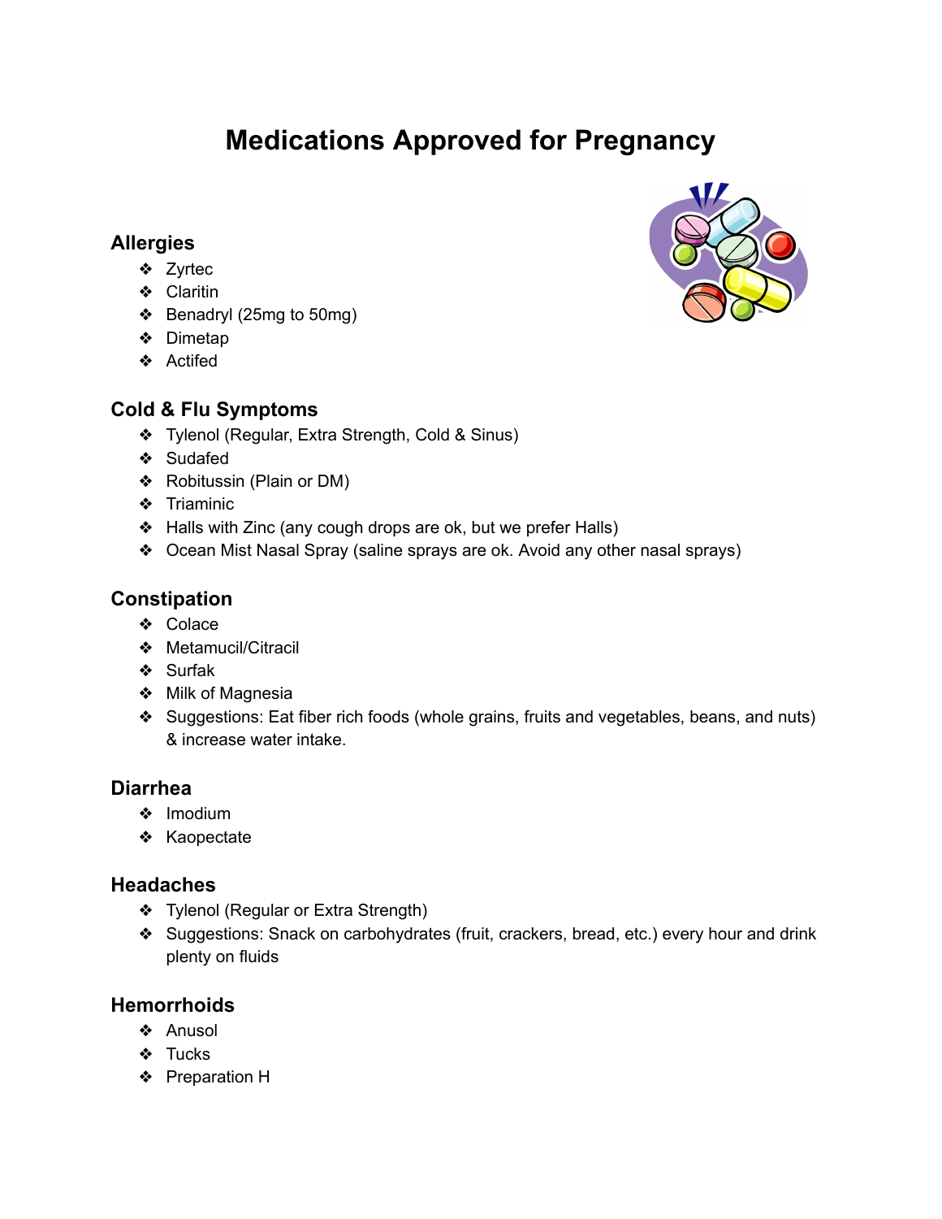# Medications Approved for Pregnancy

## Allergies

- Zyrtec
- Claritin
- Benadryl (25mg to 50mg)
- Dimetap
- Actifed

## Cold & Flu Symptoms

- Tylenol (Regular, Extra Strength, Cold & Sinus)
- Sudafed
- Robitussin (Plain or DM)
- Triaminic
- Halls with Zinc (any cough drops are ok, but we prefer Halls)
- Ocean Mist Nasal Spray (saline sprays are ok. Avoid any other nasal sprays)

## Constipation

- Colace
- Metamucil/Citracil
- Surfak
- Milk of Magnesia
- Suggestions: Eat fiber rich foods (whole grains, fruits and vegetables, beans, and nuts) & increase water intake.

## Diarrhea

- Imodium
- Kaopectate

## Headaches

- Tylenol (Regular or Extra Strength)
- Suggestions: Snack on carbohydrates (fruit, crackers, bread, etc.) every hour and drink plenty on fluids

## Hemorrhoids

- Anusol
- Tucks
- Preparation H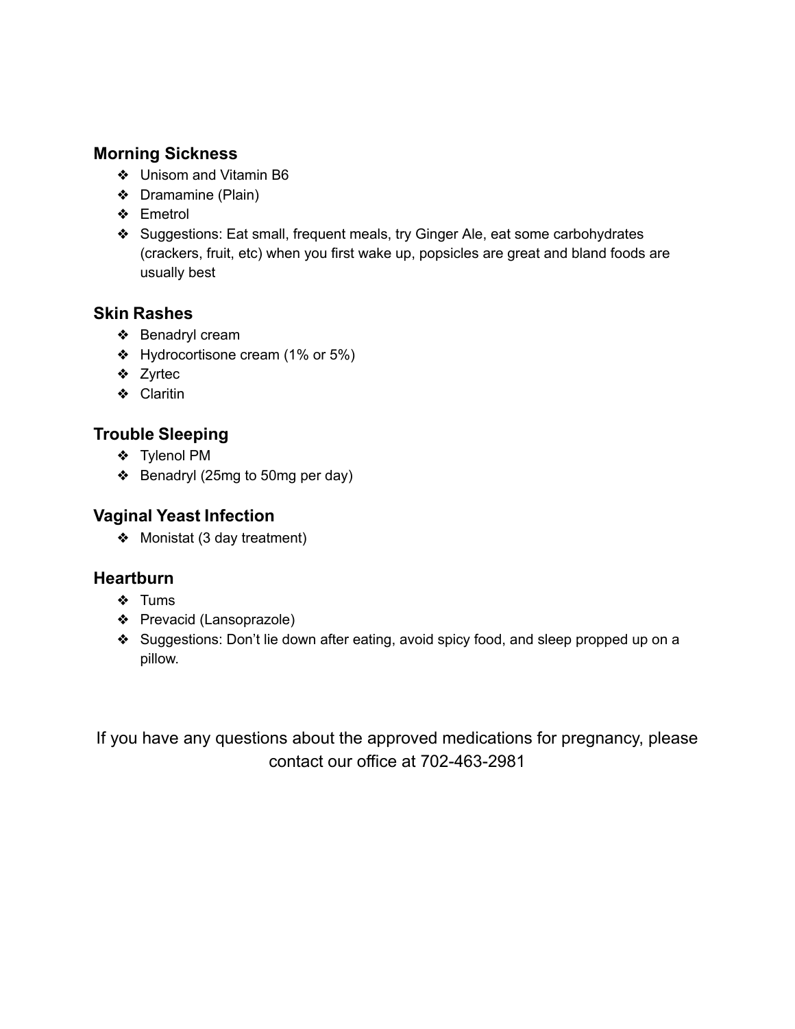## Morning Sickness

- Unisom and Vitamin B6
- Dramamine (Plain)
- Emetrol
- Suggestions: Eat small, frequent meals, try Ginger Ale, eat some carbohydrates (crackers, fruit, etc) when you first wake up, popsicles are great and bland foods are usually best

## Skin Rashes

- Benadryl cream
- Hydrocortisone cream (1% or 5%)
- Zyrtec
- Claritin

## Trouble Sleeping

- Tylenol PM
- Benadryl (25mg to 50mg per day)

## Vaginal Yeast Infection

- Monistat (3 day treatment)

## Heartburn

- Tums
- Prevacid (Lansoprazole)
- Suggestions: Don't lie down after eating, avoid spicy food, and sleep propped up on a pillow.

If you have any questions about the approved medications for pregnancy, please contact our office at 702-463-2981